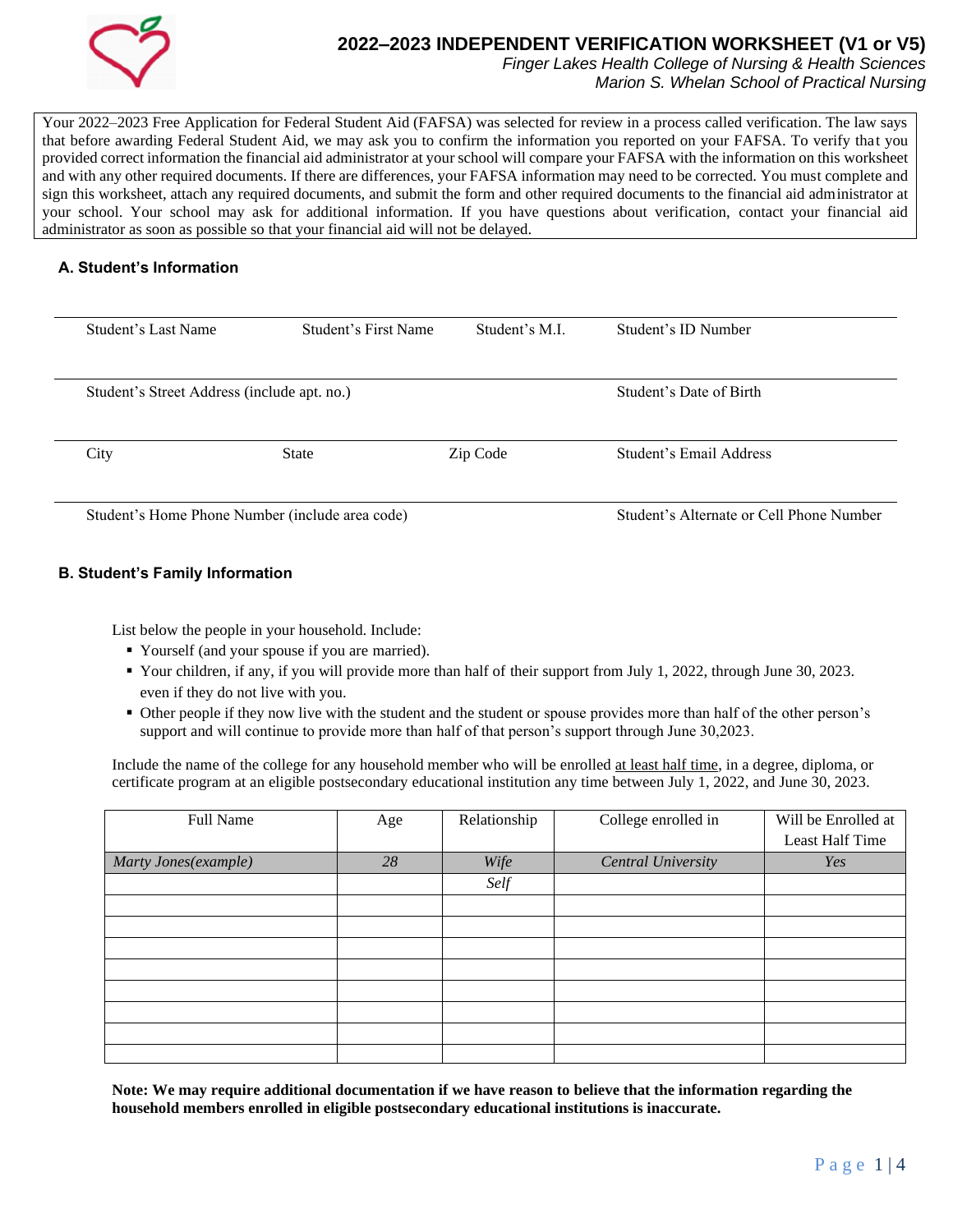# 2022–2023 INDEPENDENT VERIFICATION WORKSHEET (V1 or V5)

*Finger Lakes Health College of Nursing & Health Sciences*
*Marion S. Whelan School of Practical Nursing*

Your 2022–2023 Free Application for Federal Student Aid (FAFSA) was selected for review in a process called verification. The law says that before awarding Federal Student Aid, we may ask you to confirm the information you reported on your FAFSA. To verify that you provided correct information the financial aid administrator at your school will compare your FAFSA with the information on this worksheet and with any other required documents. If there are differences, your FAFSA information may need to be corrected. You must complete and sign this worksheet, attach any required documents, and submit the form and other required documents to the financial aid administrator at your school. Your school may ask for additional information. If you have questions about verification, contact your financial aid administrator as soon as possible so that your financial aid will not be delayed.

## A. Student's Information

Student's Last Name | Student's First Name | Student's M.I. | Student's ID Number

Student's Street Address (include apt. no.) | Student's Date of Birth

City | State | Zip Code | Student's Email Address

Student's Home Phone Number (include area code) | Student's Alternate or Cell Phone Number

## B. Student's Family Information

List below the people in your household. Include:

- Yourself (and your spouse if you are married).
- Your children, if any, if you will provide more than half of their support from July 1, 2022, through June 30, 2023. even if they do not live with you.
- Other people if they now live with the student and the student or spouse provides more than half of the other person's support and will continue to provide more than half of that person's support through June 30,2023.

Include the name of the college for any household member who will be enrolled at least half time, in a degree, diploma, or certificate program at an eligible postsecondary educational institution any time between July 1, 2022, and June 30, 2023.

| Full Name | Age | Relationship | College enrolled in | Will be Enrolled at Least Half Time |
|---|---|---|---|---|
| *Marty Jones(example)* | *28* | *Wife* | *Central University* | *Yes* |
| | | *Self* | | |
| | | | | |
| | | | | |
| | | | | |
| | | | | |
| | | | | |
| | | | | |
| | | | | |
| | | | | |

**Note: We may require additional documentation if we have reason to believe that the information regarding the household members enrolled in eligible postsecondary educational institutions is inaccurate.**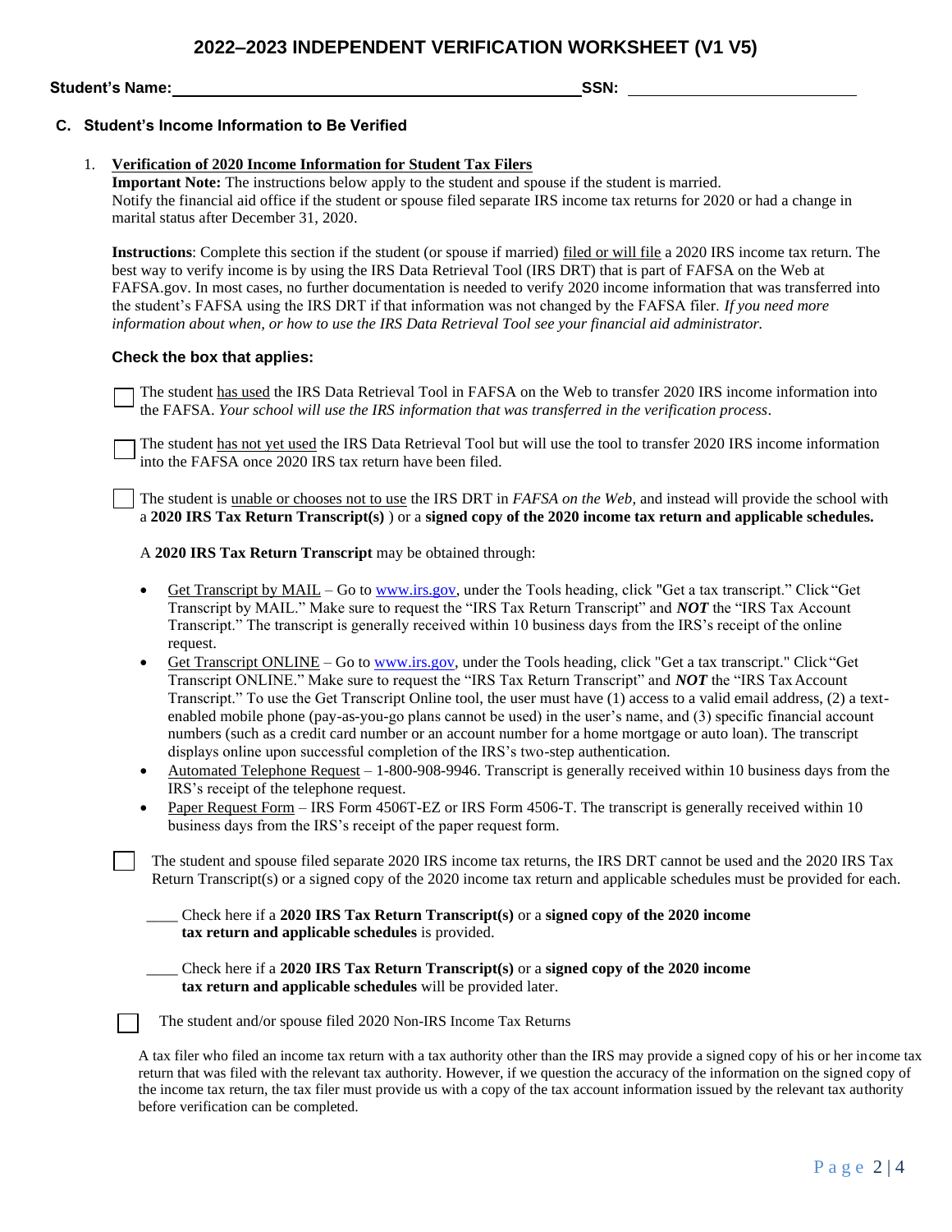# 2022–2023 INDEPENDENT VERIFICATION WORKSHEET (V1 V5)

**Student's Name:** ______________________________ **SSN:** ____________________

## C. Student's Income Information to Be Verified

1. **Verification of 2020 Income Information for Student Tax Filers**
   **Important Note:** The instructions below apply to the student and spouse if the student is married.
   Notify the financial aid office if the student or spouse filed separate IRS income tax returns for 2020 or had a change in marital status after December 31, 2020.

   **Instructions**: Complete this section if the student (or spouse if married) filed or will file a 2020 IRS income tax return. The best way to verify income is by using the IRS Data Retrieval Tool (IRS DRT) that is part of FAFSA on the Web at FAFSA.gov. In most cases, no further documentation is needed to verify 2020 income information that was transferred into the student's FAFSA using the IRS DRT if that information was not changed by the FAFSA filer. *If you need more information about when, or how to use the IRS Data Retrieval Tool see your financial aid administrator.*

### Check the box that applies:

☐ The student has used the IRS Data Retrieval Tool in FAFSA on the Web to transfer 2020 IRS income information into the FAFSA. *Your school will use the IRS information that was transferred in the verification process*.

☐ The student has not yet used the IRS Data Retrieval Tool but will use the tool to transfer 2020 IRS income information into the FAFSA once 2020 IRS tax return have been filed.

☐ The student is unable or chooses not to use the IRS DRT in *FAFSA on the Web*, and instead will provide the school with a **2020 IRS Tax Return Transcript(s)** ) or a **signed copy of the 2020 income tax return and applicable schedules.**

A **2020 IRS Tax Return Transcript** may be obtained through:

- Get Transcript by MAIL – Go to www.irs.gov, under the Tools heading, click "Get a tax transcript." Click "Get Transcript by MAIL." Make sure to request the "IRS Tax Return Transcript" and ***NOT*** the "IRS Tax Account Transcript." The transcript is generally received within 10 business days from the IRS's receipt of the online request.
- Get Transcript ONLINE – Go to www.irs.gov, under the Tools heading, click "Get a tax transcript." Click "Get Transcript ONLINE." Make sure to request the "IRS Tax Return Transcript" and ***NOT*** the "IRS Tax Account Transcript." To use the Get Transcript Online tool, the user must have (1) access to a valid email address, (2) a text-enabled mobile phone (pay-as-you-go plans cannot be used) in the user's name, and (3) specific financial account numbers (such as a credit card number or an account number for a home mortgage or auto loan). The transcript displays online upon successful completion of the IRS's two-step authentication.
- Automated Telephone Request – 1-800-908-9946. Transcript is generally received within 10 business days from the IRS's receipt of the telephone request.
- Paper Request Form – IRS Form 4506T-EZ or IRS Form 4506-T. The transcript is generally received within 10 business days from the IRS's receipt of the paper request form.

☐ The student and spouse filed separate 2020 IRS income tax returns, the IRS DRT cannot be used and the 2020 IRS Tax Return Transcript(s) or a signed copy of the 2020 income tax return and applicable schedules must be provided for each.

____ Check here if a **2020 IRS Tax Return Transcript(s)** or a **signed copy of the 2020 income tax return and applicable schedules** is provided.

____ Check here if a **2020 IRS Tax Return Transcript(s)** or a **signed copy of the 2020 income tax return and applicable schedules** will be provided later.

☐ The student and/or spouse filed 2020 Non-IRS Income Tax Returns

A tax filer who filed an income tax return with a tax authority other than the IRS may provide a signed copy of his or her income tax return that was filed with the relevant tax authority. However, if we question the accuracy of the information on the signed copy of the income tax return, the tax filer must provide us with a copy of the tax account information issued by the relevant tax authority before verification can be completed.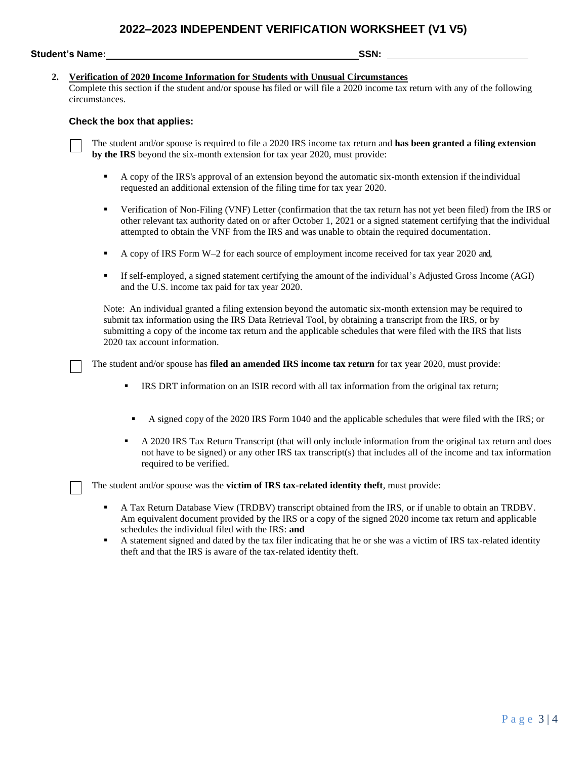# 2022–2023 INDEPENDENT VERIFICATION WORKSHEET (V1 V5)

**Student's Name:** ______________________________ **SSN:** ____________________

2. **Verification of 2020 Income Information for Students with Unusual Circumstances**
   Complete this section if the student and/or spouse has filed or will file a 2020 income tax return with any of the following circumstances.

**Check the box that applies:**

☐ The student and/or spouse is required to file a 2020 IRS income tax return and **has been granted a filing extension by the IRS** beyond the six-month extension for tax year 2020, must provide:

- A copy of the IRS's approval of an extension beyond the automatic six-month extension if the individual requested an additional extension of the filing time for tax year 2020.
- Verification of Non-Filing (VNF) Letter (confirmation that the tax return has not yet been filed) from the IRS or other relevant tax authority dated on or after October 1, 2021 or a signed statement certifying that the individual attempted to obtain the VNF from the IRS and was unable to obtain the required documentation.
- A copy of IRS Form W–2 for each source of employment income received for tax year 2020 and,
- If self-employed, a signed statement certifying the amount of the individual's Adjusted Gross Income (AGI) and the U.S. income tax paid for tax year 2020.

Note: An individual granted a filing extension beyond the automatic six-month extension may be required to submit tax information using the IRS Data Retrieval Tool, by obtaining a transcript from the IRS, or by submitting a copy of the income tax return and the applicable schedules that were filed with the IRS that lists 2020 tax account information.

☐ The student and/or spouse has **filed an amended IRS income tax return** for tax year 2020, must provide:

- IRS DRT information on an ISIR record with all tax information from the original tax return;
- A signed copy of the 2020 IRS Form 1040 and the applicable schedules that were filed with the IRS; or
- A 2020 IRS Tax Return Transcript (that will only include information from the original tax return and does not have to be signed) or any other IRS tax transcript(s) that includes all of the income and tax information required to be verified.

☐ The student and/or spouse was the **victim of IRS tax-related identity theft**, must provide:

- A Tax Return Database View (TRDBV) transcript obtained from the IRS, or if unable to obtain an TRDBV. Am equivalent document provided by the IRS or a copy of the signed 2020 income tax return and applicable schedules the individual filed with the IRS: **and**
- A statement signed and dated by the tax filer indicating that he or she was a victim of IRS tax-related identity theft and that the IRS is aware of the tax-related identity theft.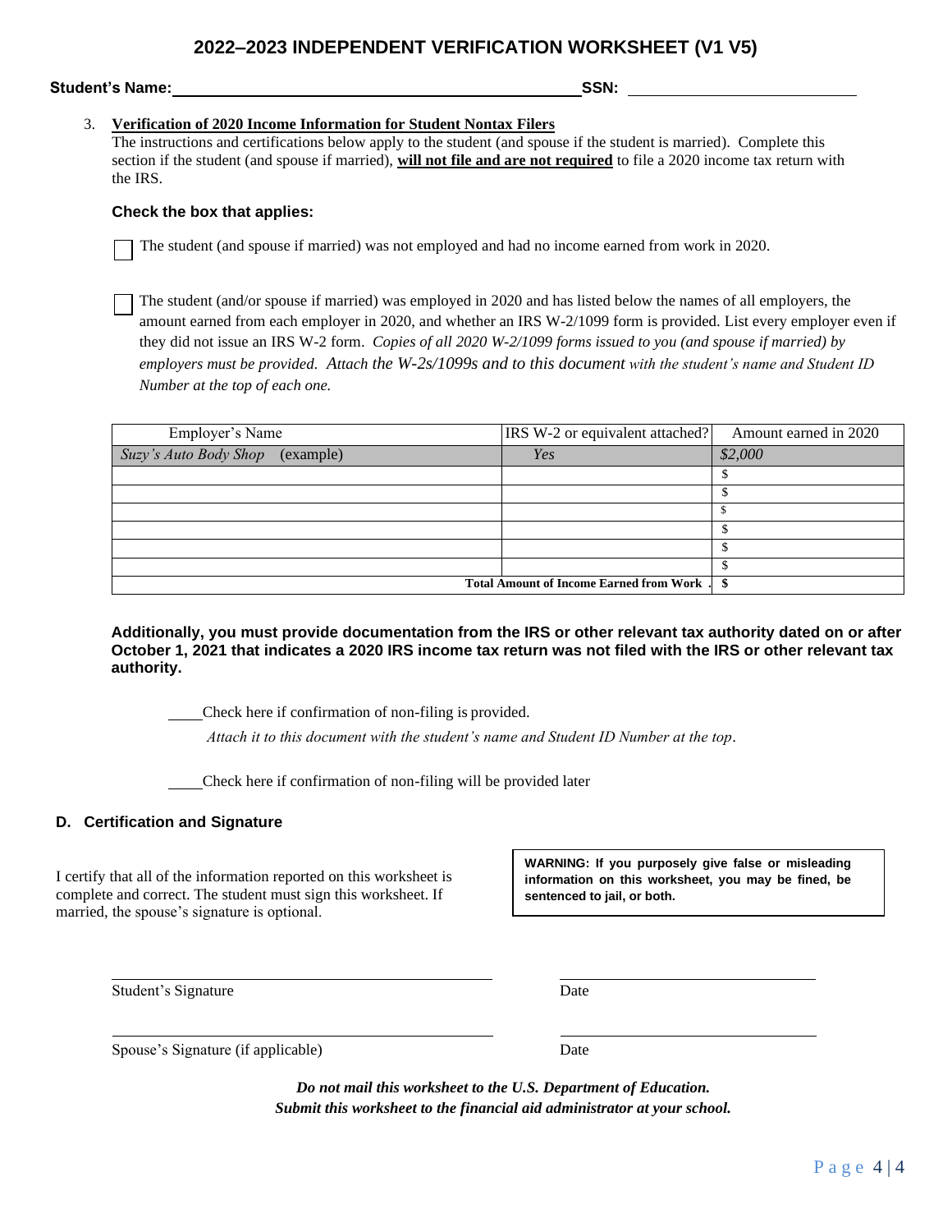# 2022–2023 INDEPENDENT VERIFICATION WORKSHEET (V1 V5)

**Student's Name:** ______________________________ **SSN:** ____________________

3. **Verification of 2020 Income Information for Student Nontax Filers**
   The instructions and certifications below apply to the student (and spouse if the student is married). Complete this section if the student (and spouse if married), **will not file and are not required** to file a 2020 income tax return with the IRS.

### Check the box that applies:

☐ The student (and spouse if married) was not employed and had no income earned from work in 2020.

☐ The student (and/or spouse if married) was employed in 2020 and has listed below the names of all employers, the amount earned from each employer in 2020, and whether an IRS W-2/1099 form is provided. List every employer even if they did not issue an IRS W-2 form. *Copies of all 2020 W-2/1099 forms issued to you (and spouse if married) by employers must be provided. Attach the W-2s/1099s and to this document with the student's name and Student ID Number at the top of each one.*

| Employer's Name | IRS W-2 or equivalent attached? | Amount earned in 2020 |
|---|---|---|
| *Suzy's Auto Body Shop* (example) | *Yes* | *$2,000* |
| | | $ |
| | | $ |
| | | $ |
| | | $ |
| | | $ |
| | | $ |
| | **Total Amount of Income Earned from Work** | **$** |

**Additionally, you must provide documentation from the IRS or other relevant tax authority dated on or after October 1, 2021 that indicates a 2020 IRS income tax return was not filed with the IRS or other relevant tax authority.**

____Check here if confirmation of non-filing is provided.

*Attach it to this document with the student's name and Student ID Number at the top.*

____Check here if confirmation of non-filing will be provided later

## D. Certification and Signature

I certify that all of the information reported on this worksheet is complete and correct. The student must sign this worksheet. If married, the spouse's signature is optional.

**WARNING: If you purposely give false or misleading information on this worksheet, you may be fined, be sentenced to jail, or both.**

______________________________ ____________________
Student's Signature Date

______________________________ ____________________
Spouse's Signature (if applicable) Date

***Do not mail this worksheet to the U.S. Department of Education.***
***Submit this worksheet to the financial aid administrator at your school.***